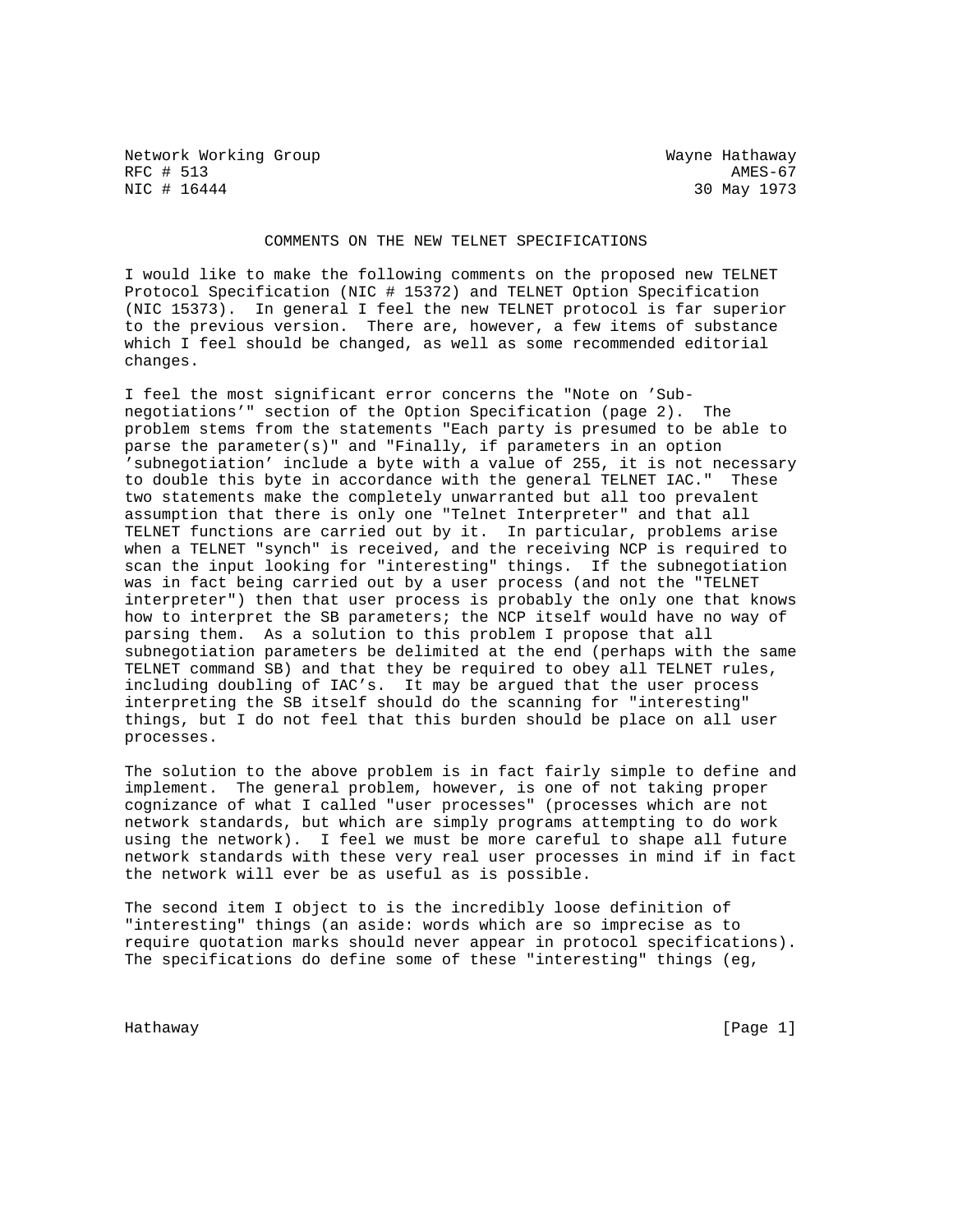Network Working Group Wayne Hathaway
RFC # 513 AMES-67
NIC # 16444 30 May 1973

# COMMENTS ON THE NEW TELNET SPECIFICATIONS

I would like to make the following comments on the proposed new TELNET Protocol Specification (NIC # 15372) and TELNET Option Specification (NIC 15373). In general I feel the new TELNET protocol is far superior to the previous version. There are, however, a few items of substance which I feel should be changed, as well as some recommended editorial changes.

I feel the most significant error concerns the "Note on 'Sub-negotiations'" section of the Option Specification (page 2). The problem stems from the statements "Each party is presumed to be able to parse the parameter(s)" and "Finally, if parameters in an option 'subnegotiation' include a byte with a value of 255, it is not necessary to double this byte in accordance with the general TELNET IAC." These two statements make the completely unwarranted but all too prevalent assumption that there is only one "Telnet Interpreter" and that all TELNET functions are carried out by it. In particular, problems arise when a TELNET "synch" is received, and the receiving NCP is required to scan the input looking for "interesting" things. If the subnegotiation was in fact being carried out by a user process (and not the "TELNET interpreter") then that user process is probably the only one that knows how to interpret the SB parameters; the NCP itself would have no way of parsing them. As a solution to this problem I propose that all subnegotiation parameters be delimited at the end (perhaps with the same TELNET command SB) and that they be required to obey all TELNET rules, including doubling of IAC's. It may be argued that the user process interpreting the SB itself should do the scanning for "interesting" things, but I do not feel that this burden should be place on all user processes.

The solution to the above problem is in fact fairly simple to define and implement. The general problem, however, is one of not taking proper cognizance of what I called "user processes" (processes which are not network standards, but which are simply programs attempting to do work using the network). I feel we must be more careful to shape all future network standards with these very real user processes in mind if in fact the network will ever be as useful as is possible.

The second item I object to is the incredibly loose definition of "interesting" things (an aside: words which are so imprecise as to require quotation marks should never appear in protocol specifications). The specifications do define some of these "interesting" things (eg,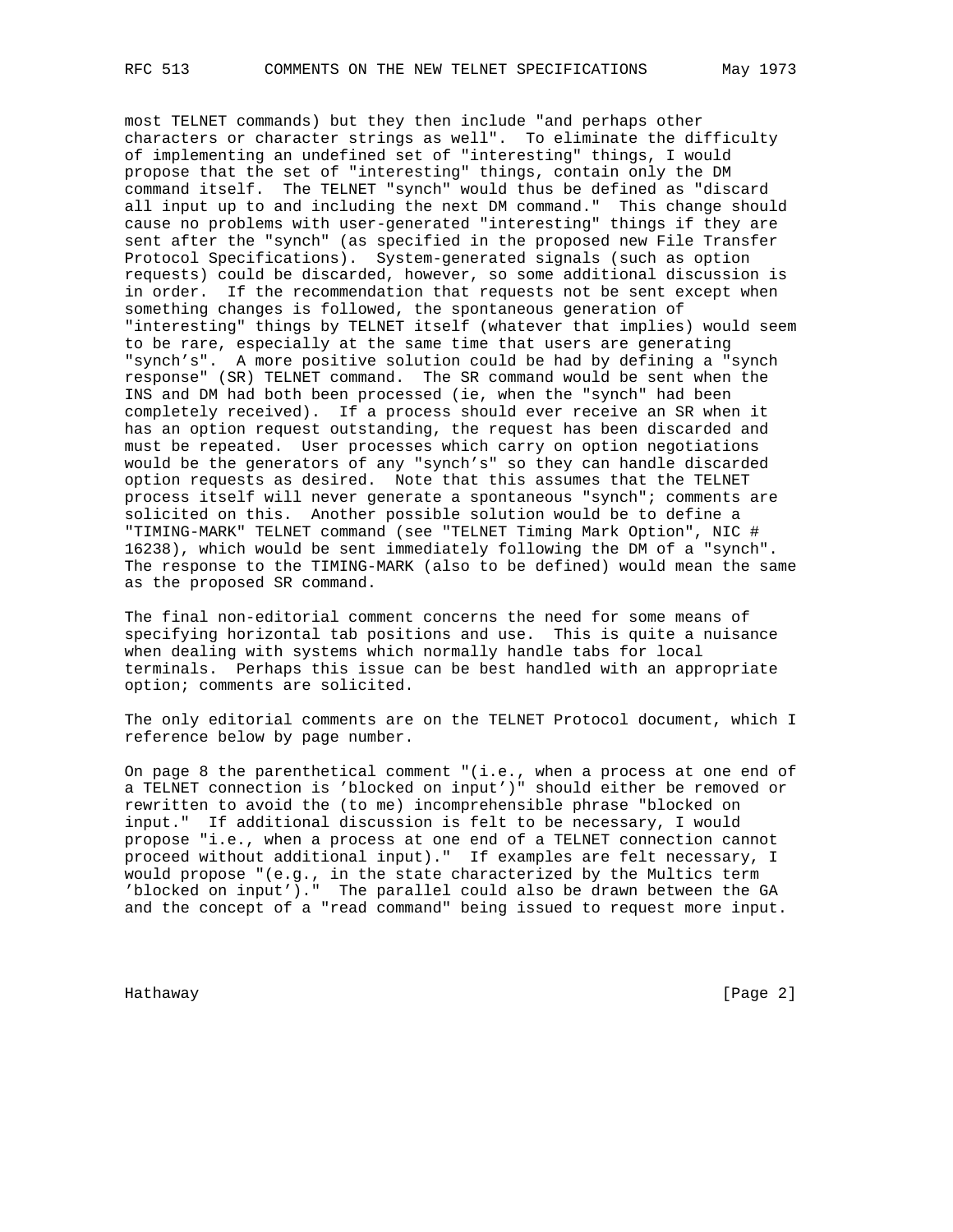most TELNET commands) but they then include "and perhaps other characters or character strings as well". To eliminate the difficulty of implementing an undefined set of "interesting" things, I would propose that the set of "interesting" things, contain only the DM command itself. The TELNET "synch" would thus be defined as "discard all input up to and including the next DM command." This change should cause no problems with user-generated "interesting" things if they are sent after the "synch" (as specified in the proposed new File Transfer Protocol Specifications). System-generated signals (such as option requests) could be discarded, however, so some additional discussion is in order. If the recommendation that requests not be sent except when something changes is followed, the spontaneous generation of "interesting" things by TELNET itself (whatever that implies) would seem to be rare, especially at the same time that users are generating "synch's". A more positive solution could be had by defining a "synch response" (SR) TELNET command. The SR command would be sent when the INS and DM had both been processed (ie, when the "synch" had been completely received). If a process should ever receive an SR when it has an option request outstanding, the request has been discarded and must be repeated. User processes which carry on option negotiations would be the generators of any "synch's" so they can handle discarded option requests as desired. Note that this assumes that the TELNET process itself will never generate a spontaneous "synch"; comments are solicited on this. Another possible solution would be to define a "TIMING-MARK" TELNET command (see "TELNET Timing Mark Option", NIC # 16238), which would be sent immediately following the DM of a "synch". The response to the TIMING-MARK (also to be defined) would mean the same as the proposed SR command.

The final non-editorial comment concerns the need for some means of specifying horizontal tab positions and use. This is quite a nuisance when dealing with systems which normally handle tabs for local terminals. Perhaps this issue can be best handled with an appropriate option; comments are solicited.

The only editorial comments are on the TELNET Protocol document, which I reference below by page number.

On page 8 the parenthetical comment "(i.e., when a process at one end of a TELNET connection is 'blocked on input')" should either be removed or rewritten to avoid the (to me) incomprehensible phrase "blocked on input." If additional discussion is felt to be necessary, I would propose "i.e., when a process at one end of a TELNET connection cannot proceed without additional input)." If examples are felt necessary, I would propose "(e.g., in the state characterized by the Multics term 'blocked on input')." The parallel could also be drawn between the GA and the concept of a "read command" being issued to request more input.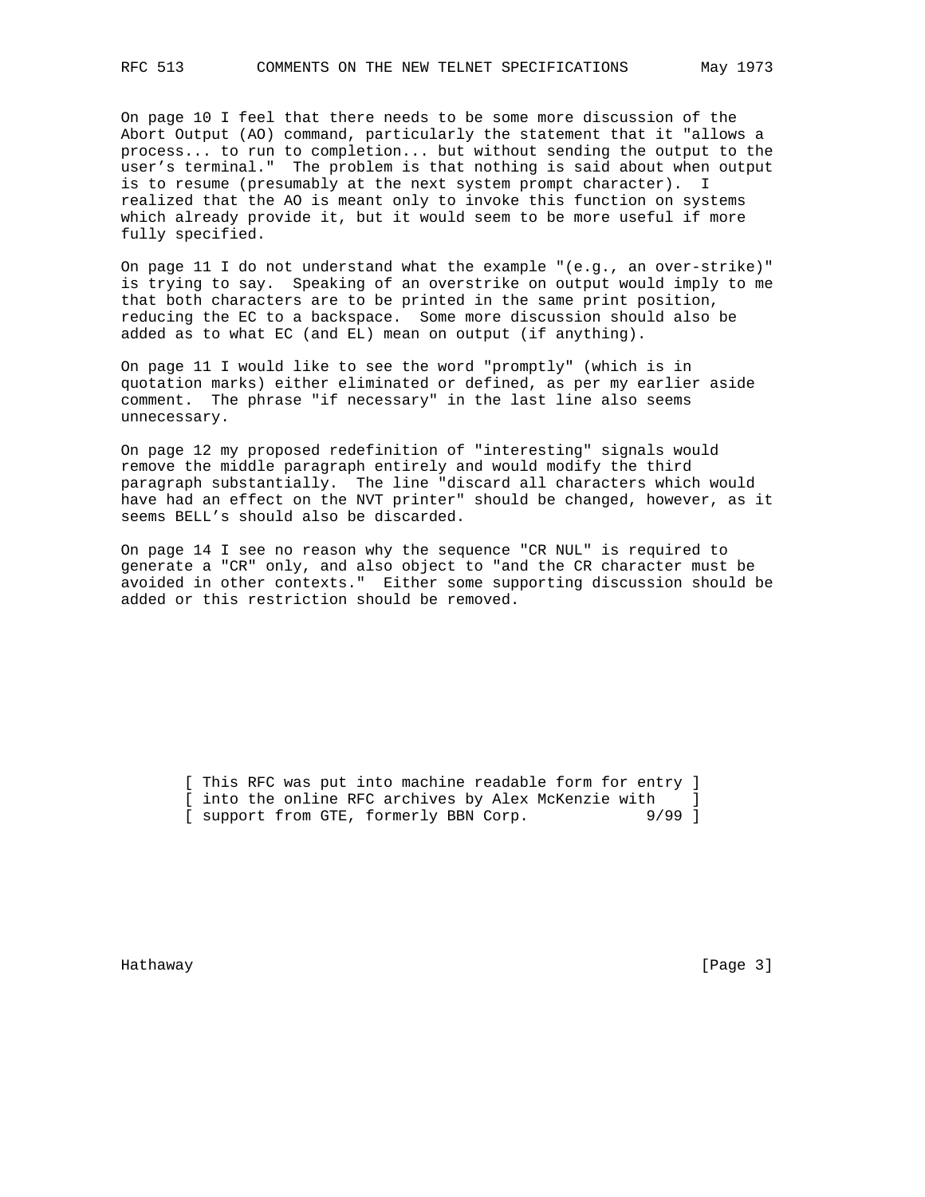On page 10 I feel that there needs to be some more discussion of the Abort Output (AO) command, particularly the statement that it "allows a process... to run to completion... but without sending the output to the user's terminal." The problem is that nothing is said about when output is to resume (presumably at the next system prompt character). I realized that the AO is meant only to invoke this function on systems which already provide it, but it would seem to be more useful if more fully specified.

On page 11 I do not understand what the example "(e.g., an over-strike)" is trying to say. Speaking of an overstrike on output would imply to me that both characters are to be printed in the same print position, reducing the EC to a backspace. Some more discussion should also be added as to what EC (and EL) mean on output (if anything).

On page 11 I would like to see the word "promptly" (which is in quotation marks) either eliminated or defined, as per my earlier aside comment. The phrase "if necessary" in the last line also seems unnecessary.

On page 12 my proposed redefinition of "interesting" signals would remove the middle paragraph entirely and would modify the third paragraph substantially. The line "discard all characters which would have had an effect on the NVT printer" should be changed, however, as it seems BELL's should also be discarded.

On page 14 I see no reason why the sequence "CR NUL" is required to generate a "CR" only, and also object to "and the CR character must be avoided in other contexts." Either some supporting discussion should be added or this restriction should be removed.

[ This RFC was put into machine readable form for entry ]
[ into the online RFC archives by Alex McKenzie with ]
[ support from GTE, formerly BBN Corp. 9/99 ]